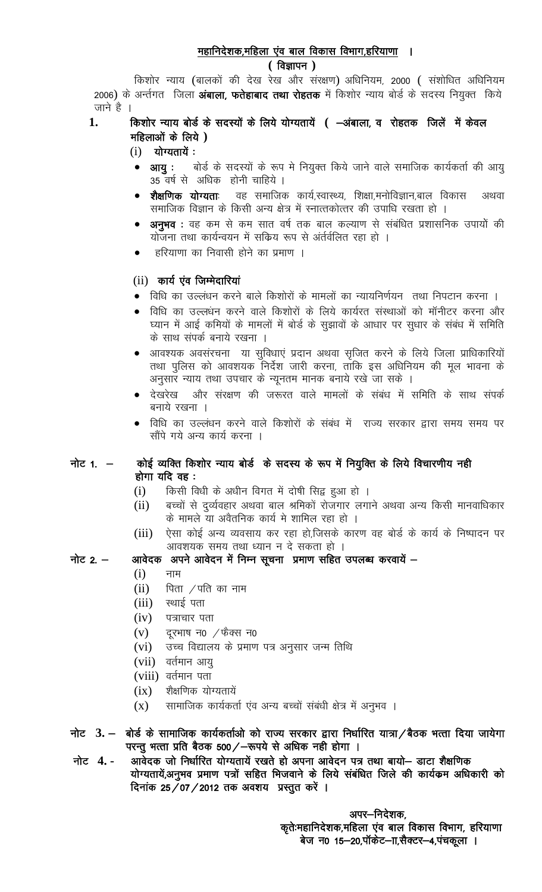## महानिदेशक,महिला एंव बाल विकास विभाग,हरियाणा ।

### ( विज्ञापन )

किशोर न्याय (बालकों की देख रेख और संरक्षण) अधिनियम, 2000 ( संशोधित अधिनियम 2006) के अर्न्तगत जिला **अंबाला, फतेहाबाद तथा रोहतक** में किशोर न्याय बोर्ड के सदस्य नियुक्त किये जाने है ।

**1. किशोर न्याय बोर्ड के सदस्यों के लिये योग्यतायें ( –अंबाला, व रोहतक जिलें में केवल महिलाओं के लिये )**

(i) **योग्यतायें :**

- **आयु :** बोर्ड के सदस्यों के रूप मे नियुक्त किये जाने वाले समाजिक कार्यकर्ता की आयु 35 वर्ष से अधिक होनी चाहिये ।
- **शैक्षणिक योग्यता:** वह समाजिक कार्य,स्वास्थ्य, शिक्षा,मनोविज्ञान,बाल विकास अथवा समाजिक विज्ञान के किसी अन्य क्षेत्र में स्नात्तकोत्तर की उपाधि रखता हो ।
- **अनुभव :** वह कम से कम सात वर्ष तक बाल कल्याण से संबंधित प्रशासनिक उपायों की योजना तथा कार्यन्वयन में सकिय रूप से अंर्तवलित रहा हो ।
- हरियाणा का निवासी होने का प्रमाण ।

(ii) **कार्य एंव जिम्मेदारियां**

- विधि का उल्लंधन करने बाले किशोरों के मामलों का न्यायनिर्णयन तथा निपटान करना ।
- विधि का उल्लंधन करने वाले किशोरों के लिये कार्यरत संस्थाओं को मॉनीटर करना और घ्यान में आई कमियों के मामलों में बोर्ड के सुझावों के आधार पर सुधार के संबंध में समिति के साथ संपर्क बनाये रखना ।
- आवश्यक अवसंरचना या सुविधाएं प्रदान अथवा सृजित करने के लिये जिला प्राधिकारियों तथा पुलिस को आवशयक निर्देश जारी करना, ताकि इस अधिनियम की मूल भावना के अनुसार न्याय तथा उपचार के न्यूनतम मानक बनाये रखे जा सके ।
- देखरेख और संरक्षण की जरूरत वाले मामलों के संबंध में समिति के साथ संपर्क बनाये रखना ।
- विधि का उल्लंधन करने वाले किशोरों के संबंध में राज्य सरकार द्वारा समय समय पर सौंपे गये अन्य कार्य करना ।

**नोट 1. – कोई व्यक्ति किशोर न्याय बोर्ड के सदस्य के रूप में नियुक्ति के लिये विचारणीय नही होगा यदि वह :**

(i) किसी विधी के अधीन विगत में दोषी सिद्व हुआ हो ।
(ii) बच्चों से दुर्व्यवहार अथवा बाल श्रमिकों रोजगार लगाने अथवा अन्य किसी मानवाधिकार के मामले या अवैतनिक कार्य मे शामिल रहा हो ।
(iii) ऐसा कोई अन्य व्यवसाय कर रहा हो,जिसके कारण वह बोर्ड के कार्य के निष्पादन पर आवशयक समय तथा ध्यान न दे सकता हो ।

**नोट 2. – आवेदक अपने आवेदन में निम्न सूचना प्रमाण सहित उपलब्ध करवायें –**

(i) नाम
(ii) पिता /पति का नाम
(iii) स्थाई पता
(iv) पत्राचार पता
(v) दूरभाष न0 /फैक्स न0
(vi) उच्च विद्यालय के प्रमाण पत्र अनुसार जन्म तिथि
(vii) वर्तमान आयु
(viii) वर्तमान पता
(ix) शैक्षणिक योग्यतायें
(x) सामाजिक कार्यकर्ता एंव अन्य बच्चों संबंधी क्षेत्र में अनुभव ।

**नोट 3. – बोर्ड के सामाजिक कार्यकर्ताओ को राज्य सरकार द्वारा निर्धारित यात्रा/बैठक भत्ता दिया जायेगा परन्तु भत्ता प्रति बैठक 500/–रूपये से अधिक नही होगा ।**

**नोट 4. - आवेदक जो निर्धारित योग्यतायें रखते हो अपना आवेदन पत्र तथा बायो– डाटा शैक्षणिक योग्यतायें,अनुभव प्रमाण पत्रों सहित भिजवाने के लिये संबंधित जिले की कार्यक्रम अधिकारी को दिनांक 25/07/2012 तक अवशय प्रस्तुत करें ।**

**अपर–निदेशक,**
**कृते:महानिदेशक,महिला एंव बाल विकास विभाग, हरियाणा**
**बेज न0 15–20,पॉकेट–II,सैक्टर–4,पंचकूला ।**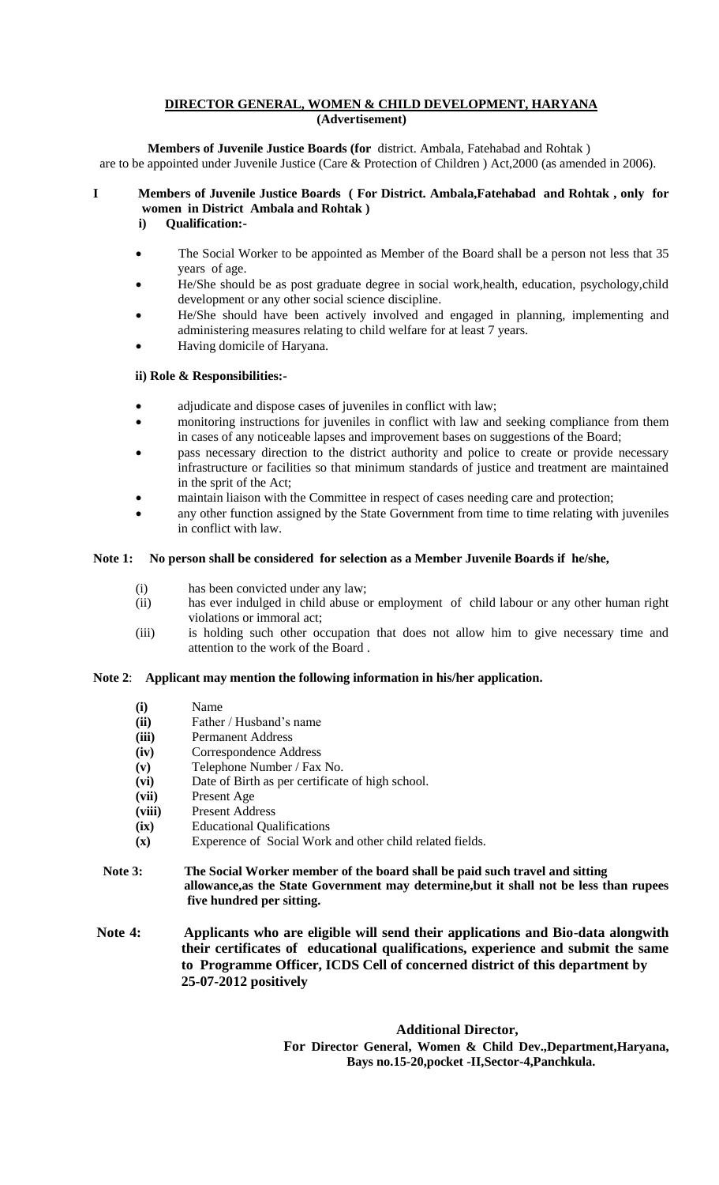# DIRECTOR GENERAL, WOMEN & CHILD DEVELOPMENT, HARYANA
**(Advertisement)**

**Members of Juvenile Justice Boards (for** district. Ambala, Fatehabad and Rohtak )
are to be appointed under Juvenile Justice (Care & Protection of Children ) Act,2000 (as amended in 2006).

**I Members of Juvenile Justice Boards ( For District. Ambala,Fatehabad and Rohtak , only for women in District Ambala and Rohtak )**

**i) Qualification:-**

- The Social Worker to be appointed as Member of the Board shall be a person not less that 35 years of age.
- He/She should be as post graduate degree in social work,health, education, psychology,child development or any other social science discipline.
- He/She should have been actively involved and engaged in planning, implementing and administering measures relating to child welfare for at least 7 years.
- Having domicile of Haryana.

**ii) Role & Responsibilities:-**

- adjudicate and dispose cases of juveniles in conflict with law;
- monitoring instructions for juveniles in conflict with law and seeking compliance from them in cases of any noticeable lapses and improvement bases on suggestions of the Board;
- pass necessary direction to the district authority and police to create or provide necessary infrastructure or facilities so that minimum standards of justice and treatment are maintained in the sprit of the Act;
- maintain liaison with the Committee in respect of cases needing care and protection;
- any other function assigned by the State Government from time to time relating with juveniles in conflict with law.

**Note 1: No person shall be considered for selection as a Member Juvenile Boards if he/she,**

(i) has been convicted under any law;
(ii) has ever indulged in child abuse or employment of child labour or any other human right violations or immoral act;
(iii) is holding such other occupation that does not allow him to give necessary time and attention to the work of the Board .

**Note 2: Applicant may mention the following information in his/her application.**

**(i)** Name
**(ii)** Father / Husband's name
**(iii)** Permanent Address
**(iv)** Correspondence Address
**(v)** Telephone Number / Fax No.
**(vi)** Date of Birth as per certificate of high school.
**(vii)** Present Age
**(viii)** Present Address
**(ix)** Educational Qualifications
**(x)** Experence of Social Work and other child related fields.

**Note 3: The Social Worker member of the board shall be paid such travel and sitting allowance,as the State Government may determine,but it shall not be less than rupees five hundred per sitting.**

**Note 4: Applicants who are eligible will send their applications and Bio-data alongwith their certificates of educational qualifications, experience and submit the same to Programme Officer, ICDS Cell of concerned district of this department by 25-07-2012 positively**

**Additional Director,**
**For Director General, Women & Child Dev.,Department,Haryana,**
**Bays no.15-20,pocket -II,Sector-4,Panchkula.**